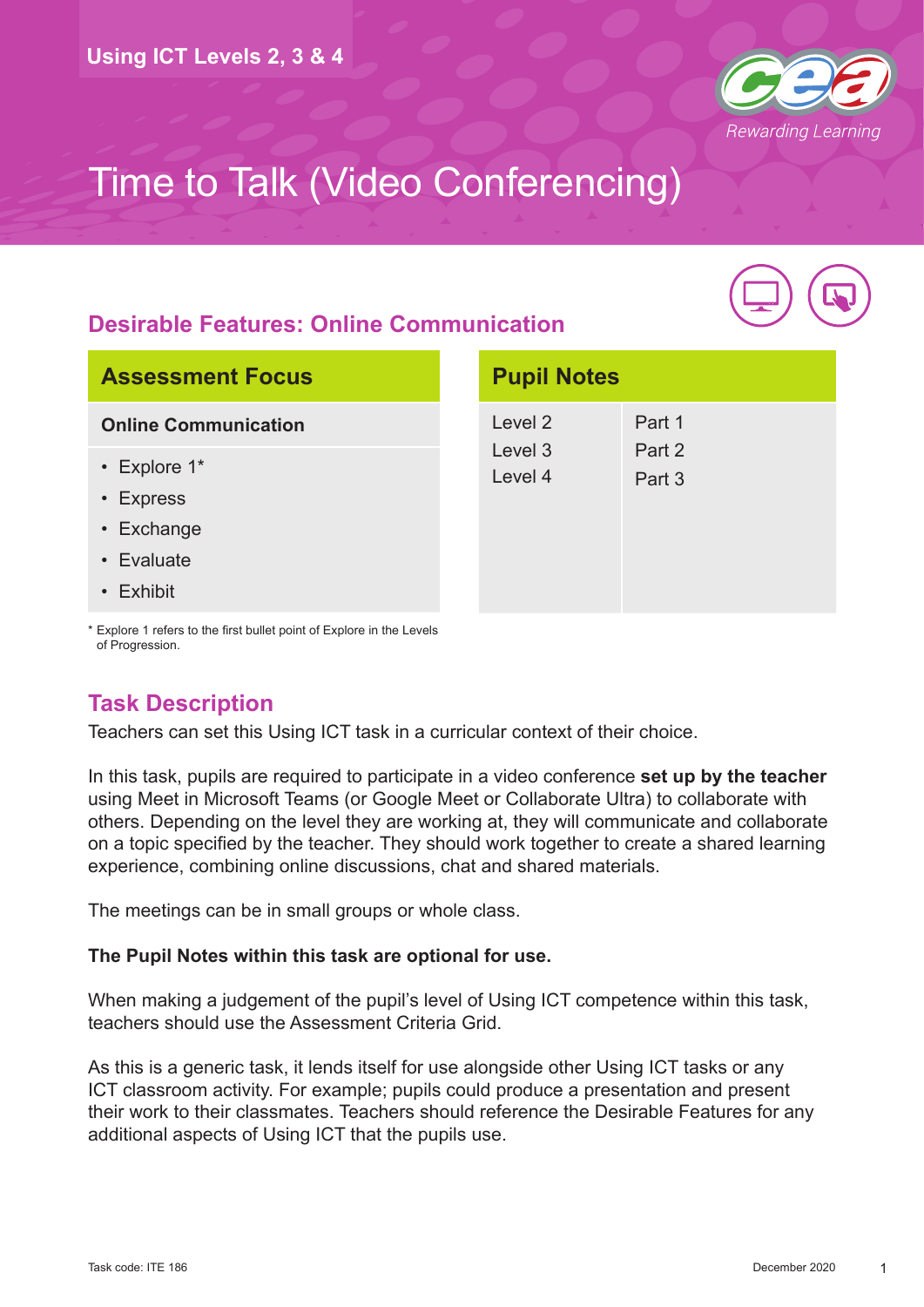Using ICT Levels 2, 3 & 4

# Time to Talk (Video Conferencing)

## Desirable Features: Online Communication

| Assessment Focus |
| --- |
| **Online Communication** |
| • Explore 1*<br>• Express<br>• Exchange<br>• Evaluate<br>• Exhibit |

\* Explore 1 refers to the first bullet point of Explore in the Levels of Progression.

| Pupil Notes | |
| --- | --- |
| Level 2 | Part 1 |
| Level 3 | Part 2 |
| Level 4 | Part 3 |

## Task Description

Teachers can set this Using ICT task in a curricular context of their choice.

In this task, pupils are required to participate in a video conference **set up by the teacher** using Meet in Microsoft Teams (or Google Meet or Collaborate Ultra) to collaborate with others. Depending on the level they are working at, they will communicate and collaborate on a topic specified by the teacher. They should work together to create a shared learning experience, combining online discussions, chat and shared materials.

The meetings can be in small groups or whole class.

**The Pupil Notes within this task are optional for use.**

When making a judgement of the pupil's level of Using ICT competence within this task, teachers should use the Assessment Criteria Grid.

As this is a generic task, it lends itself for use alongside other Using ICT tasks or any ICT classroom activity. For example; pupils could produce a presentation and present their work to their classmates. Teachers should reference the Desirable Features for any additional aspects of Using ICT that the pupils use.

Task code: ITE 186

December 2020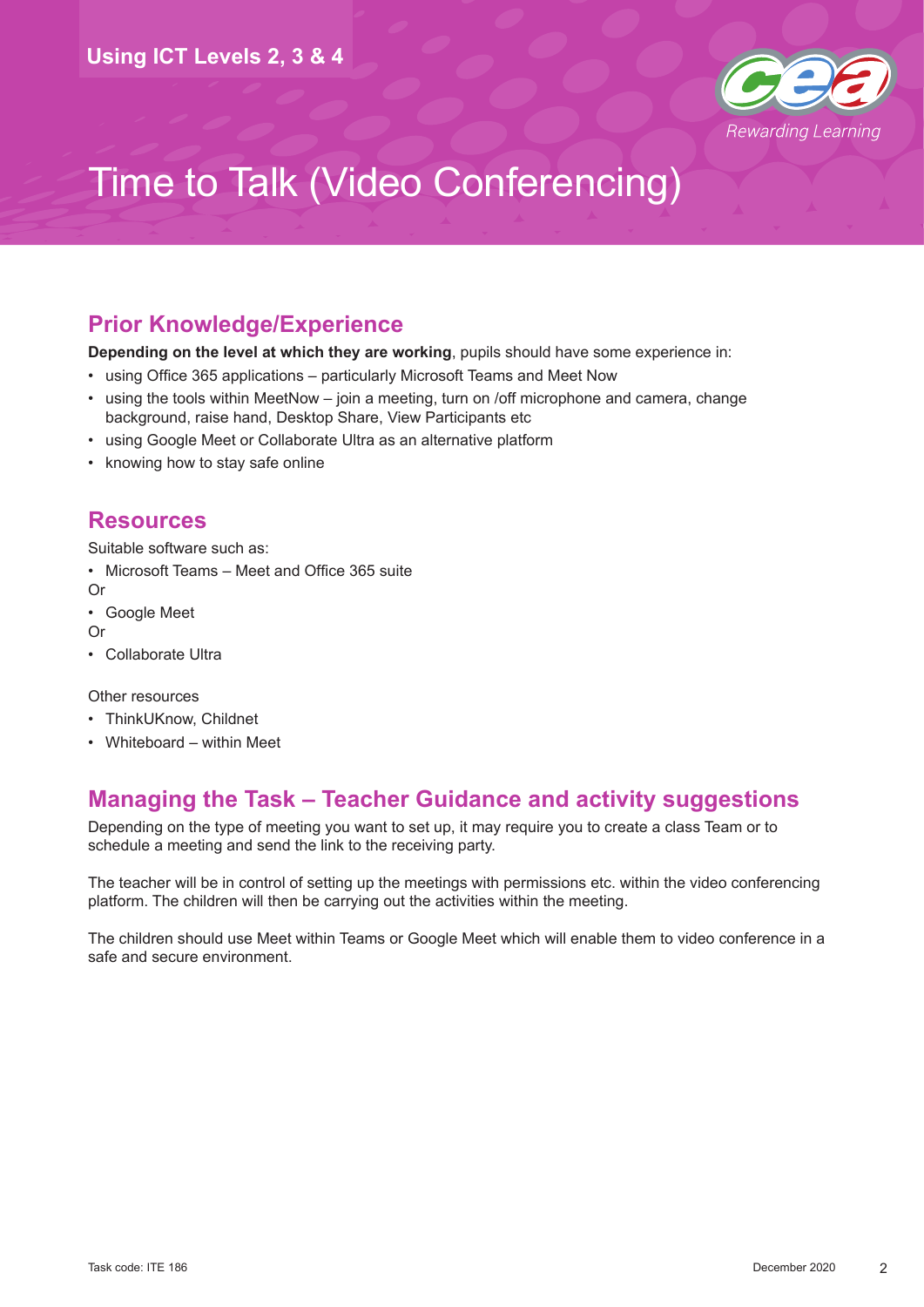# Time to Talk (Video Conferencing)

## Prior Knowledge/Experience

**Depending on the level at which they are working**, pupils should have some experience in:

- using Office 365 applications – particularly Microsoft Teams and Meet Now
- using the tools within MeetNow – join a meeting, turn on /off microphone and camera, change background, raise hand, Desktop Share, View Participants etc
- using Google Meet or Collaborate Ultra as an alternative platform
- knowing how to stay safe online

## Resources

Suitable software such as:

- Microsoft Teams – Meet and Office 365 suite

Or

- Google Meet

Or

- Collaborate Ultra

Other resources

- ThinkUKnow, Childnet
- Whiteboard – within Meet

## Managing the Task – Teacher Guidance and activity suggestions

Depending on the type of meeting you want to set up, it may require you to create a class Team or to schedule a meeting and send the link to the receiving party.

The teacher will be in control of setting up the meetings with permissions etc. within the video conferencing platform. The children will then be carrying out the activities within the meeting.

The children should use Meet within Teams or Google Meet which will enable them to video conference in a safe and secure environment.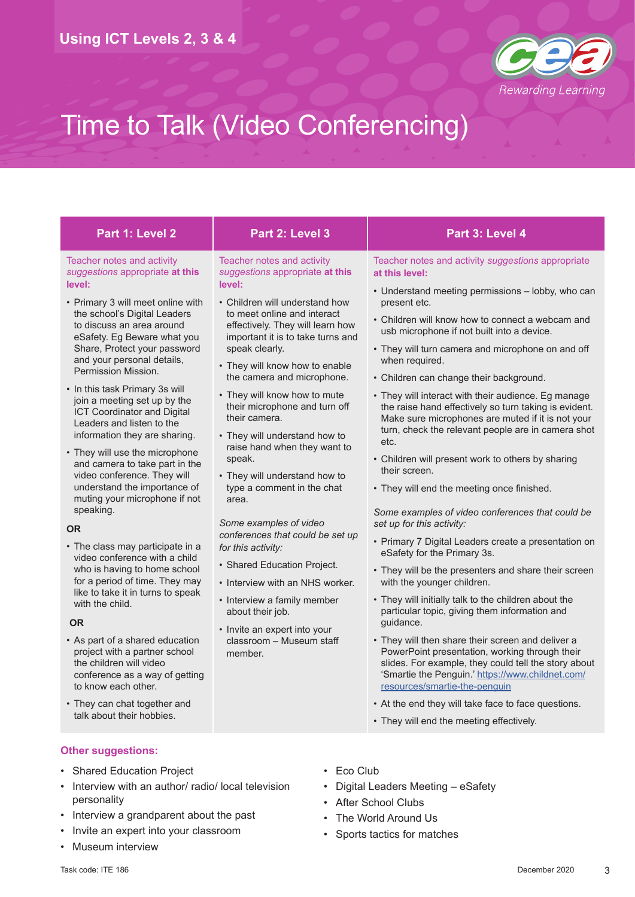Using ICT Levels 2, 3 & 4

# Time to Talk (Video Conferencing)

## Part 1: Level 2

Teacher notes and activity *suggestions* appropriate **at this level:**

- Primary 3 will meet online with the school's Digital Leaders to discuss an area around eSafety. Eg Beware what you Share, Protect your password and your personal details, Permission Mission.
- In this task Primary 3s will join a meeting set up by the ICT Coordinator and Digital Leaders and listen to the information they are sharing.
- They will use the microphone and camera to take part in the video conference. They will understand the importance of muting your microphone if not speaking.

**OR**

- The class may participate in a video conference with a child who is having to home school for a period of time. They may like to take it in turns to speak with the child.

**OR**

- As part of a shared education project with a partner school the children will video conference as a way of getting to know each other.
- They can chat together and talk about their hobbies.

## Part 2: Level 3

Teacher notes and activity *suggestions* appropriate **at this level:**

- Children will understand how to meet online and interact effectively. They will learn how important it is to take turns and speak clearly.
- They will know how to enable the camera and microphone.
- They will know how to mute their microphone and turn off their camera.
- They will understand how to raise hand when they want to speak.
- They will understand how to type a comment in the chat area.

*Some examples of video conferences that could be set up for this activity:*

- Shared Education Project.
- Interview with an NHS worker.
- Interview a family member about their job.
- Invite an expert into your classroom – Museum staff member.

## Part 3: Level 4

Teacher notes and activity *suggestions* appropriate **at this level:**

- Understand meeting permissions – lobby, who can present etc.
- Children will know how to connect a webcam and usb microphone if not built into a device.
- They will turn camera and microphone on and off when required.
- Children can change their background.
- They will interact with their audience. Eg manage the raise hand effectively so turn taking is evident. Make sure microphones are muted if it is not your turn, check the relevant people are in camera shot etc.
- Children will present work to others by sharing their screen.
- They will end the meeting once finished.

*Some examples of video conferences that could be set up for this activity:*

- Primary 7 Digital Leaders create a presentation on eSafety for the Primary 3s.
- They will be the presenters and share their screen with the younger children.
- They will initially talk to the children about the particular topic, giving them information and guidance.
- They will then share their screen and deliver a PowerPoint presentation, working through their slides. For example, they could tell the story about 'Smartie the Penguin.' https://www.childnet.com/resources/smartie-the-penguin
- At the end they will take face to face questions.
- They will end the meeting effectively.

### Other suggestions:

- Shared Education Project
- Interview with an author/ radio/ local television personality
- Interview a grandparent about the past
- Invite an expert into your classroom
- Museum interview
- Eco Club
- Digital Leaders Meeting – eSafety
- After School Clubs
- The World Around Us
- Sports tactics for matches

Task code: ITE 186

December 2020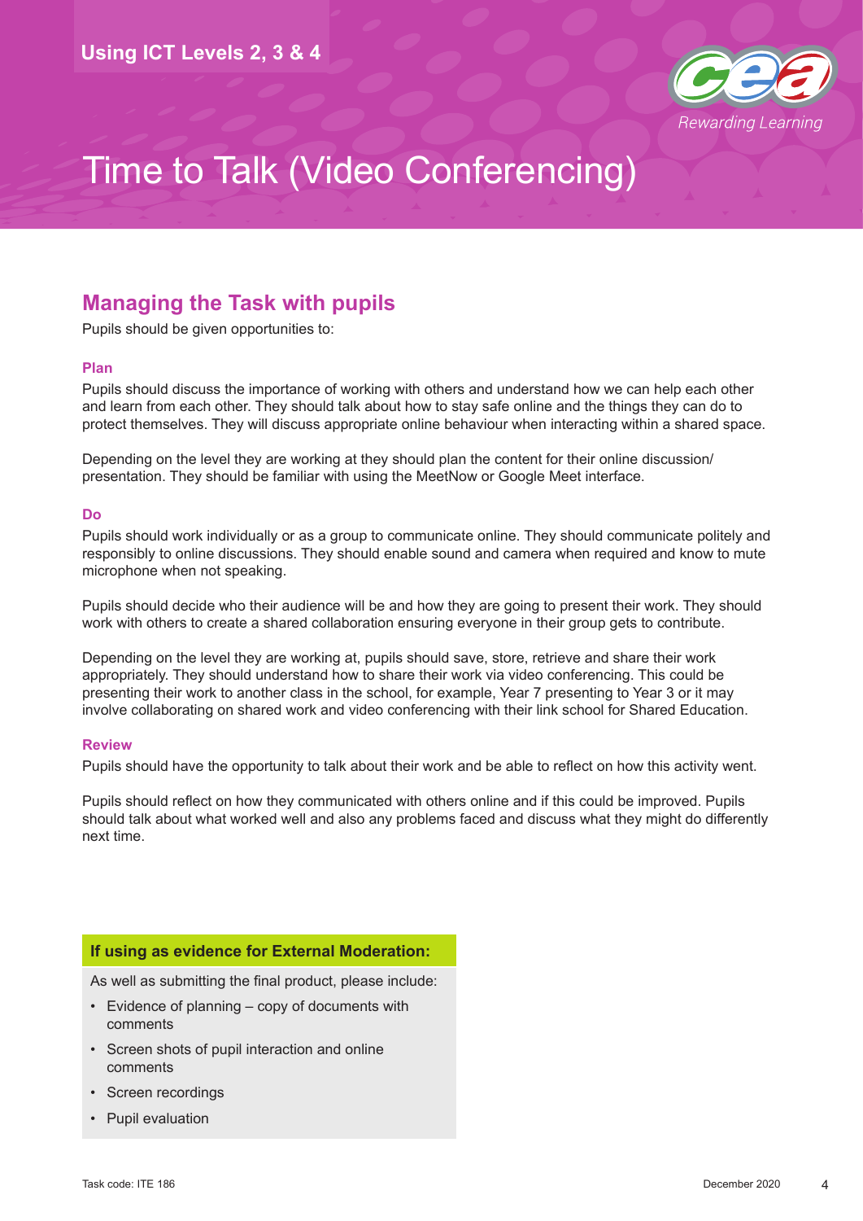Using ICT Levels 2, 3 & 4

# Time to Talk (Video Conferencing)

## Managing the Task with pupils

Pupils should be given opportunities to:

### Plan

Pupils should discuss the importance of working with others and understand how we can help each other and learn from each other. They should talk about how to stay safe online and the things they can do to protect themselves. They will discuss appropriate online behaviour when interacting within a shared space.

Depending on the level they are working at they should plan the content for their online discussion/presentation. They should be familiar with using the MeetNow or Google Meet interface.

### Do

Pupils should work individually or as a group to communicate online. They should communicate politely and responsibly to online discussions. They should enable sound and camera when required and know to mute microphone when not speaking.

Pupils should decide who their audience will be and how they are going to present their work. They should work with others to create a shared collaboration ensuring everyone in their group gets to contribute.

Depending on the level they are working at, pupils should save, store, retrieve and share their work appropriately. They should understand how to share their work via video conferencing. This could be presenting their work to another class in the school, for example, Year 7 presenting to Year 3 or it may involve collaborating on shared work and video conferencing with their link school for Shared Education.

### Review

Pupils should have the opportunity to talk about their work and be able to reflect on how this activity went.

Pupils should reflect on how they communicated with others online and if this could be improved. Pupils should talk about what worked well and also any problems faced and discuss what they might do differently next time.

**If using as evidence for External Moderation:**

As well as submitting the final product, please include:

- Evidence of planning – copy of documents with comments
- Screen shots of pupil interaction and online comments
- Screen recordings
- Pupil evaluation

Task code: ITE 186 December 2020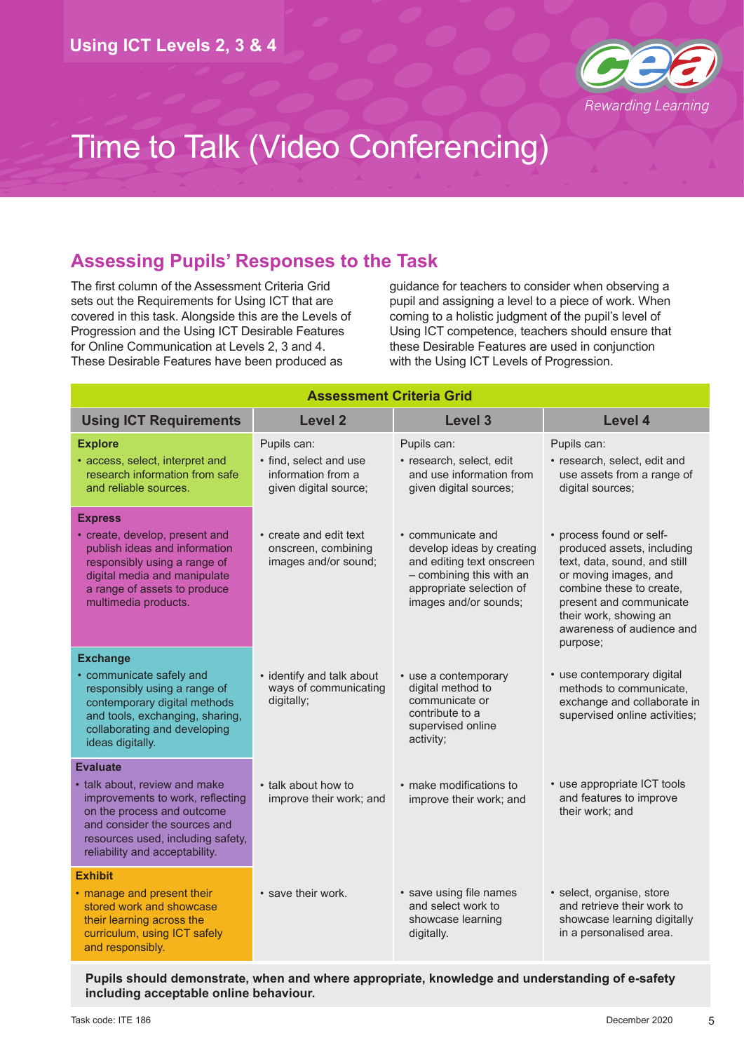# Time to Talk (Video Conferencing)

## Assessing Pupils' Responses to the Task

The first column of the Assessment Criteria Grid sets out the Requirements for Using ICT that are covered in this task. Alongside this are the Levels of Progression and the Using ICT Desirable Features for Online Communication at Levels 2, 3 and 4. These Desirable Features have been produced as guidance for teachers to consider when observing a pupil and assigning a level to a piece of work. When coming to a holistic judgment of the pupil's level of Using ICT competence, teachers should ensure that these Desirable Features are used in conjunction with the Using ICT Levels of Progression.

**Assessment Criteria Grid**

| Using ICT Requirements | Level 2 | Level 3 | Level 4 |
|---|---|---|---|
| **Explore**<br>• access, select, interpret and research information from safe and reliable sources. | Pupils can:<br>• find, select and use information from a given digital source; | Pupils can:<br>• research, select, edit and use information from given digital sources; | Pupils can:<br>• research, select, edit and use assets from a range of digital sources; |
| **Express**<br>• create, develop, present and publish ideas and information responsibly using a range of digital media and manipulate a range of assets to produce multimedia products. | • create and edit text onscreen, combining images and/or sound; | • communicate and develop ideas by creating and editing text onscreen – combining this with an appropriate selection of images and/or sounds; | • process found or self-produced assets, including text, data, sound, and still or moving images, and combine these to create, present and communicate their work, showing an awareness of audience and purpose; |
| **Exchange**<br>• communicate safely and responsibly using a range of contemporary digital methods and tools, exchanging, sharing, collaborating and developing ideas digitally. | • identify and talk about ways of communicating digitally; | • use a contemporary digital method to communicate or contribute to a supervised online activity; | • use contemporary digital methods to communicate, exchange and collaborate in supervised online activities; |
| **Evaluate**<br>• talk about, review and make improvements to work, reflecting on the process and outcome and consider the sources and resources used, including safety, reliability and acceptability. | • talk about how to improve their work; and | • make modifications to improve their work; and | • use appropriate ICT tools and features to improve their work; and |
| **Exhibit**<br>• manage and present their stored work and showcase their learning across the curriculum, using ICT safely and responsibly. | • save their work. | • save using file names and select work to showcase learning digitally. | • select, organise, store and retrieve their work to showcase learning digitally in a personalised area. |

**Pupils should demonstrate, when and where appropriate, knowledge and understanding of e-safety including acceptable online behaviour.**

Task code: ITE 186

December 2020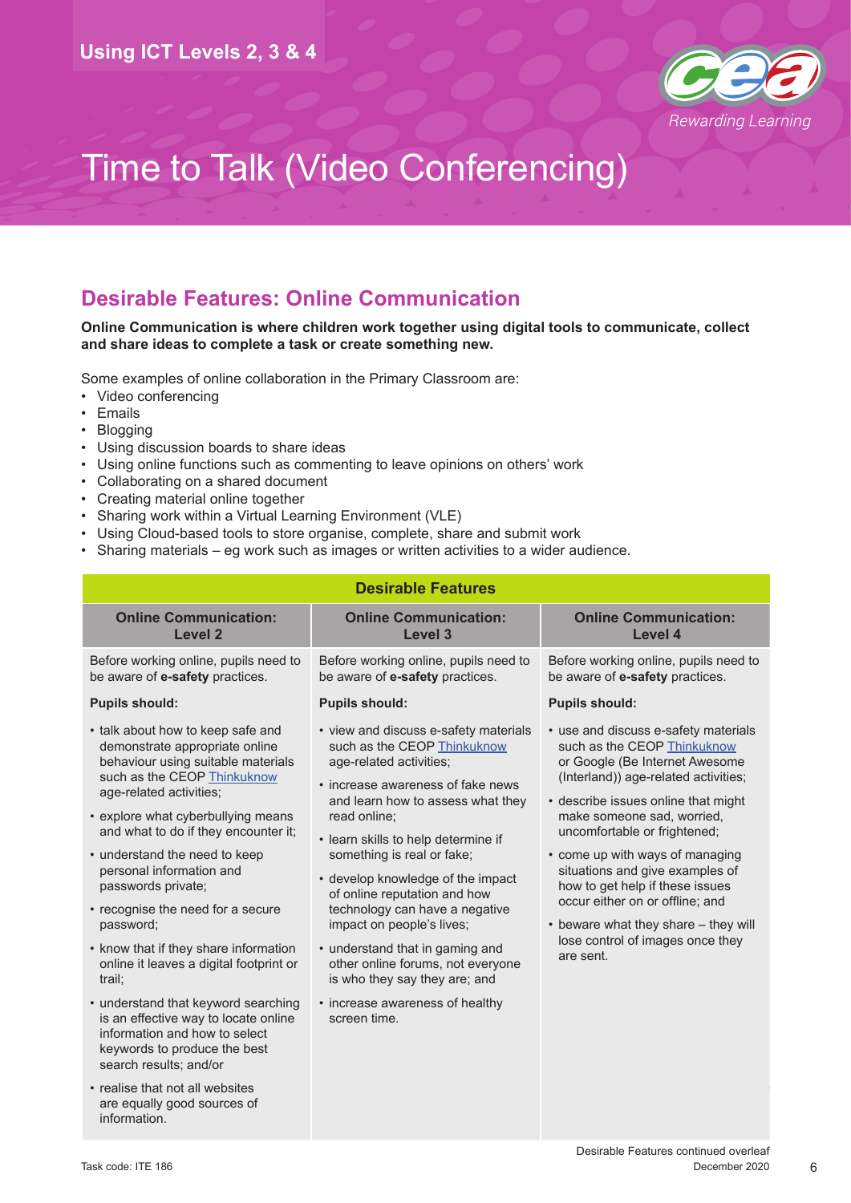# Time to Talk (Video Conferencing)

## Desirable Features: Online Communication

**Online Communication is where children work together using digital tools to communicate, collect and share ideas to complete a task or create something new.**

Some examples of online collaboration in the Primary Classroom are:

- Video conferencing
- Emails
- Blogging
- Using discussion boards to share ideas
- Using online functions such as commenting to leave opinions on others' work
- Collaborating on a shared document
- Creating material online together
- Sharing work within a Virtual Learning Environment (VLE)
- Using Cloud-based tools to store organise, complete, share and submit work
- Sharing materials – eg work such as images or written activities to a wider audience.

| Desirable Features | | |
|---|---|---|
| **Online Communication: Level 2** | **Online Communication: Level 3** | **Online Communication: Level 4** |
| Before working online, pupils need to be aware of **e-safety** practices. | Before working online, pupils need to be aware of **e-safety** practices. | Before working online, pupils need to be aware of **e-safety** practices. |
| **Pupils should:** | **Pupils should:** | **Pupils should:** |
| • talk about how to keep safe and demonstrate appropriate online behaviour using suitable materials such as the CEOP Thinkuknow age-related activities;<br>• explore what cyberbullying means and what to do if they encounter it;<br>• understand the need to keep personal information and passwords private;<br>• recognise the need for a secure password;<br>• know that if they share information online it leaves a digital footprint or trail;<br>• understand that keyword searching is an effective way to locate online information and how to select keywords to produce the best search results; and/or<br>• realise that not all websites are equally good sources of information. | • view and discuss e-safety materials such as the CEOP Thinkuknow age-related activities;<br>• increase awareness of fake news and learn how to assess what they read online;<br>• learn skills to help determine if something is real or fake;<br>• develop knowledge of the impact of online reputation and how technology can have a negative impact on people's lives;<br>• understand that in gaming and other online forums, not everyone is who they say they are; and<br>• increase awareness of healthy screen time. | • use and discuss e-safety materials such as the CEOP Thinkuknow or Google (Be Internet Awesome (Interland)) age-related activities;<br>• describe issues online that might make someone sad, worried, uncomfortable or frightened;<br>• come up with ways of managing situations and give examples of how to get help if these issues occur either on or offline; and<br>• beware what they share – they will lose control of images once they are sent. |

Desirable Features continued overleaf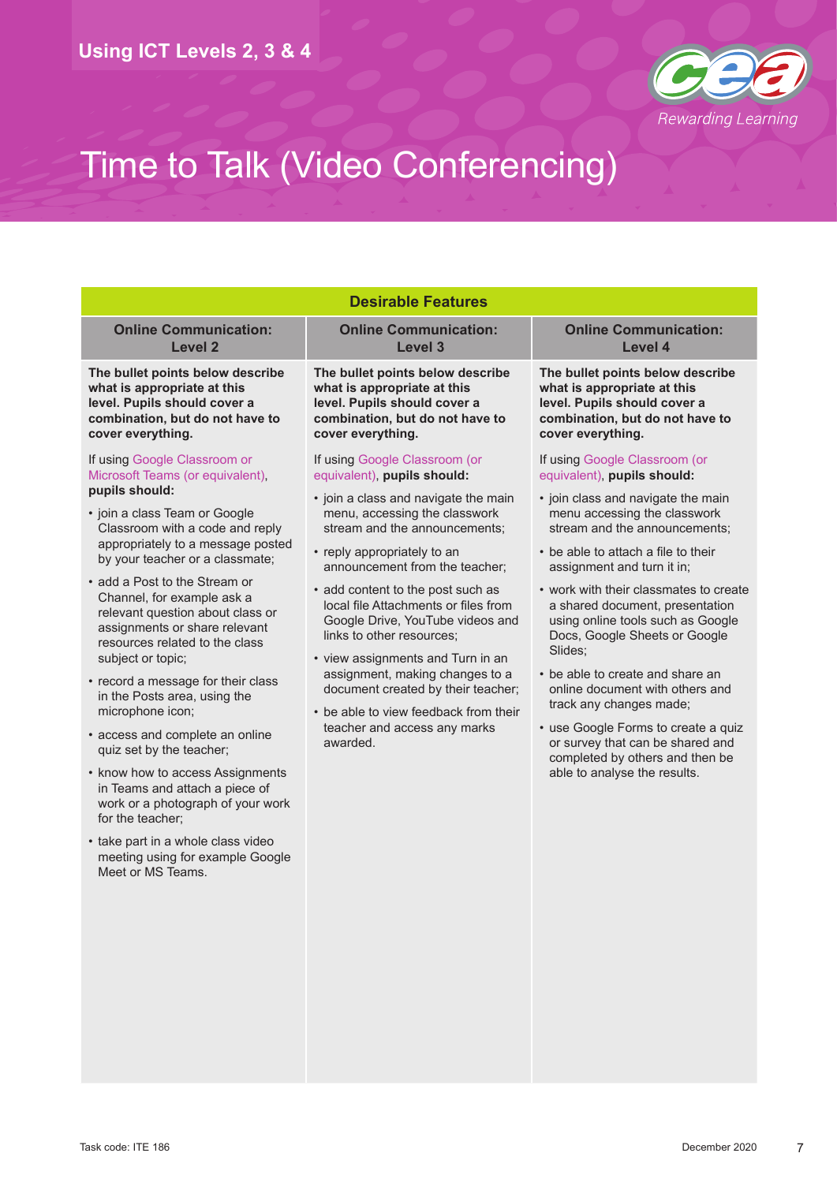# Time to Talk (Video Conferencing)

| Desirable Features | | |
|---|---|---|
| **Online Communication: Level 2** | **Online Communication: Level 3** | **Online Communication: Level 4** |
| **The bullet points below describe what is appropriate at this level. Pupils should cover a combination, but do not have to cover everything.**<br><br>If using Google Classroom or Microsoft Teams (or equivalent), **pupils should:**<br><br>• join a class Team or Google Classroom with a code and reply appropriately to a message posted by your teacher or a classmate;<br>• add a Post to the Stream or Channel, for example ask a relevant question about class or assignments or share relevant resources related to the class subject or topic;<br>• record a message for their class in the Posts area, using the microphone icon;<br>• access and complete an online quiz set by the teacher;<br>• know how to access Assignments in Teams and attach a piece of work or a photograph of your work for the teacher;<br>• take part in a whole class video meeting using for example Google Meet or MS Teams. | **The bullet points below describe what is appropriate at this level. Pupils should cover a combination, but do not have to cover everything.**<br><br>If using Google Classroom (or equivalent), **pupils should:**<br><br>• join a class and navigate the main menu, accessing the classwork stream and the announcements;<br>• reply appropriately to an announcement from the teacher;<br>• add content to the post such as local file Attachments or files from Google Drive, YouTube videos and links to other resources;<br>• view assignments and Turn in an assignment, making changes to a document created by their teacher;<br>• be able to view feedback from their teacher and access any marks awarded. | **The bullet points below describe what is appropriate at this level. Pupils should cover a combination, but do not have to cover everything.**<br><br>If using Google Classroom (or equivalent), **pupils should:**<br><br>• join class and navigate the main menu accessing the classwork stream and the announcements;<br>• be able to attach a file to their assignment and turn it in;<br>• work with their classmates to create a shared document, presentation using online tools such as Google Docs, Google Sheets or Google Slides;<br>• be able to create and share an online document with others and track any changes made;<br>• use Google Forms to create a quiz or survey that can be shared and completed by others and then be able to analyse the results. |

Task code: ITE 186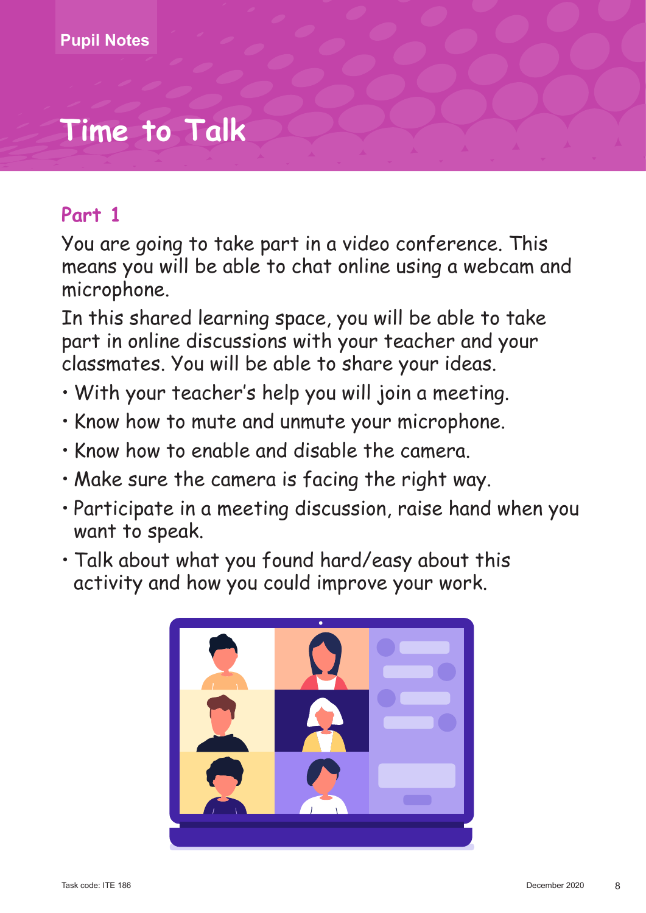Pupil Notes

# Time to Talk

## Part 1

You are going to take part in a video conference. This means you will be able to chat online using a webcam and microphone.

In this shared learning space, you will be able to take part in online discussions with your teacher and your classmates. You will be able to share your ideas.

- With your teacher's help you will join a meeting.
- Know how to mute and unmute your microphone.
- Know how to enable and disable the camera.
- Make sure the camera is facing the right way.
- Participate in a meeting discussion, raise hand when you want to speak.
- Talk about what you found hard/easy about this activity and how you could improve your work.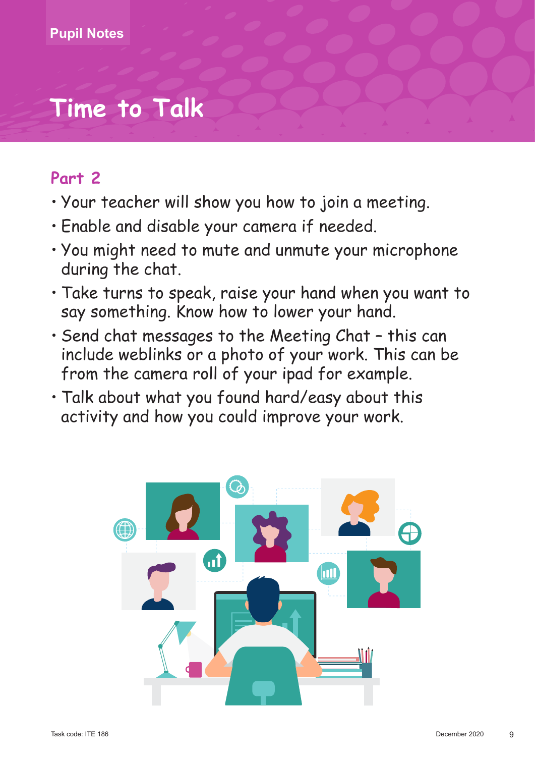Pupil Notes

# Time to Talk

## Part 2

- Your teacher will show you how to join a meeting.
- Enable and disable your camera if needed.
- You might need to mute and unmute your microphone during the chat.
- Take turns to speak, raise your hand when you want to say something. Know how to lower your hand.
- Send chat messages to the Meeting Chat – this can include weblinks or a photo of your work. This can be from the camera roll of your ipad for example.
- Talk about what you found hard/easy about this activity and how you could improve your work.

Task code: ITE 186 December 2020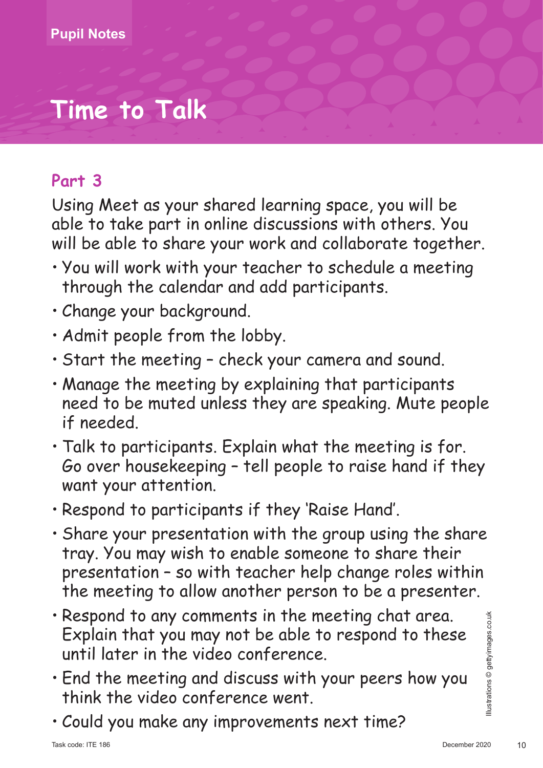Pupil Notes

# Time to Talk

## Part 3

Using Meet as your shared learning space, you will be able to take part in online discussions with others. You will be able to share your work and collaborate together.

- You will work with your teacher to schedule a meeting through the calendar and add participants.
- Change your background.
- Admit people from the lobby.
- Start the meeting – check your camera and sound.
- Manage the meeting by explaining that participants need to be muted unless they are speaking. Mute people if needed.
- Talk to participants. Explain what the meeting is for. Go over housekeeping – tell people to raise hand if they want your attention.
- Respond to participants if they 'Raise Hand'.
- Share your presentation with the group using the share tray. You may wish to enable someone to share their presentation – so with teacher help change roles within the meeting to allow another person to be a presenter.
- Respond to any comments in the meeting chat area. Explain that you may not be able to respond to these until later in the video conference.
- End the meeting and discuss with your peers how you think the video conference went.
- Could you make any improvements next time?

Illustrations © gettyimages.co.uk

Task code: ITE 186 December 2020